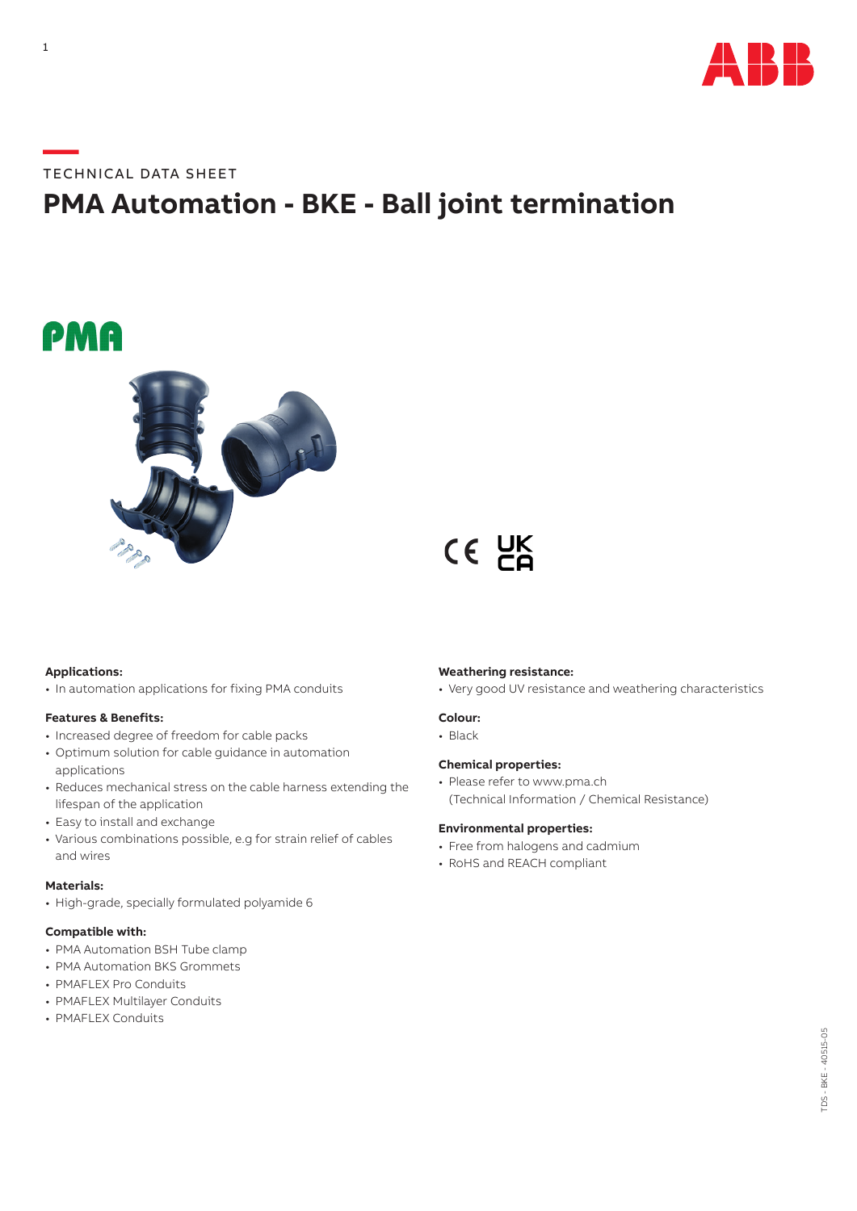TECHNICAL DATA SHEET

# PMA Automation - BKE - Ball joint termination

**Applications:**
- In automation applications for fixing PMA conduits

**Features & Benefits:**
- Increased degree of freedom for cable packs
- Optimum solution for cable guidance in automation applications
- Reduces mechanical stress on the cable harness extending the lifespan of the application
- Easy to install and exchange
- Various combinations possible, e.g for strain relief of cables and wires

**Materials:**
- High-grade, specially formulated polyamide 6

**Compatible with:**
- PMA Automation BSH Tube clamp
- PMA Automation BKS Grommets
- PMAFLEX Pro Conduits
- PMAFLEX Multilayer Conduits
- PMAFLEX Conduits

**Weathering resistance:**
- Very good UV resistance and weathering characteristics

**Colour:**
- Black

**Chemical properties:**
- Please refer to www.pma.ch (Technical Information / Chemical Resistance)

**Environmental properties:**
- Free from halogens and cadmium
- RoHS and REACH compliant

TDS - BKE - 40515-05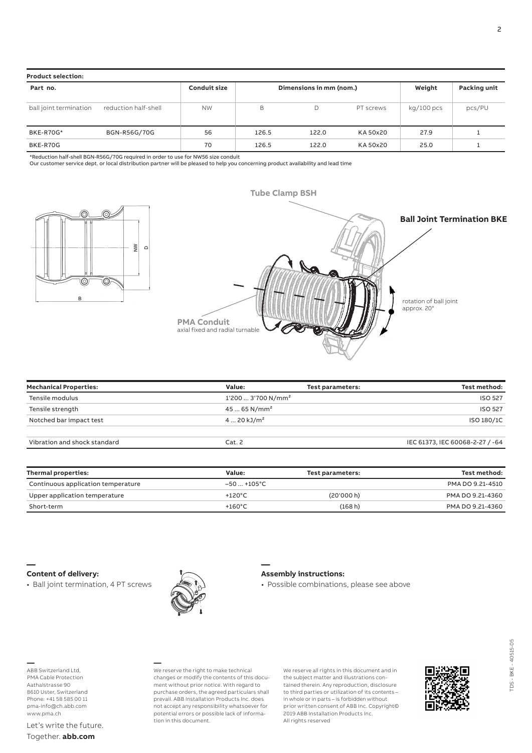**Product selection:**

| Part no. | | Conduit size | Dimensions in mm (nom.) | | | Weight | Packing unit |
|---|---|---|---|---|---|---|---|
| ball joint termination | reduction half-shell | NW | B | D | PT screws | kg/100 pcs | pcs/PU |
| BKE-R70G* | BGN-R56G/70G | 56 | 126.5 | 122.0 | KA 50x20 | 27.9 | 1 |
| BKE-R70G | | 70 | 126.5 | 122.0 | KA 50x20 | 25.0 | 1 |

*Reduction half-shell BGN-R56G/70G required in order to use for NW56 size conduit
Our customer service dept. or local distribution partner will be pleased to help you concerning product availability and lead time

NW
D
B

Tube Clamp BSH

Ball Joint Termination BKE

rotation of ball joint approx. 20°

PMA Conduit
axial fixed and radial turnable

| Mechanical Properties: | Value: | Test parameters: | Test method: |
|---|---|---|---|
| Tensile modulus | 1'200 ... 3'700 N/mm² | | ISO 527 |
| Tensile strength | 45 ... 65 N/mm² | | ISO 527 |
| Notched bar impact test | 4 ... 20 kJ/m² | | ISO 180/1C |
| Vibration and shock standard | Cat. 2 | | IEC 61373, IEC 60068-2-27 / -64 |

| Thermal properties: | Value: | Test parameters: | Test method: |
|---|---|---|---|
| Continuous application temperature | –50 ... +105°C | | PMA DO 9.21-4510 |
| Upper application temperature | +120°C | (20'000 h) | PMA DO 9.21-4360 |
| Short-term | +160°C | (168 h) | PMA DO 9.21-4360 |

## Content of delivery:

- Ball joint termination, 4 PT screws

## Assembly instructions:

- Possible combinations, please see above

ABB Switzerland Ltd,
PMA Cable Protection
Aathalstrasse 90
8610 Uster, Switzerland
Phone: +41 58 585 00 11
pma-info@ch.abb.com
www.pma.ch

Let's write the future.
Together. **abb.com**

We reserve the right to make technical changes or modify the contents of this document without prior notice. With regard to purchase orders, the agreed particulars shall prevail. ABB Installation Products Inc. does not accept any responsibility whatsoever for potential errors or possible lack of information in this document.

We reserve all rights in this document and in the subject matter and illustrations contained therein. Any reproduction, disclosure to third parties or utilization of its contents – in whole or in parts – is forbidden without prior written consent of ABB Inc. Copyright© 2019 ABB Installation Products Inc.
All rights reserved

TDS - BKE - 40515-05